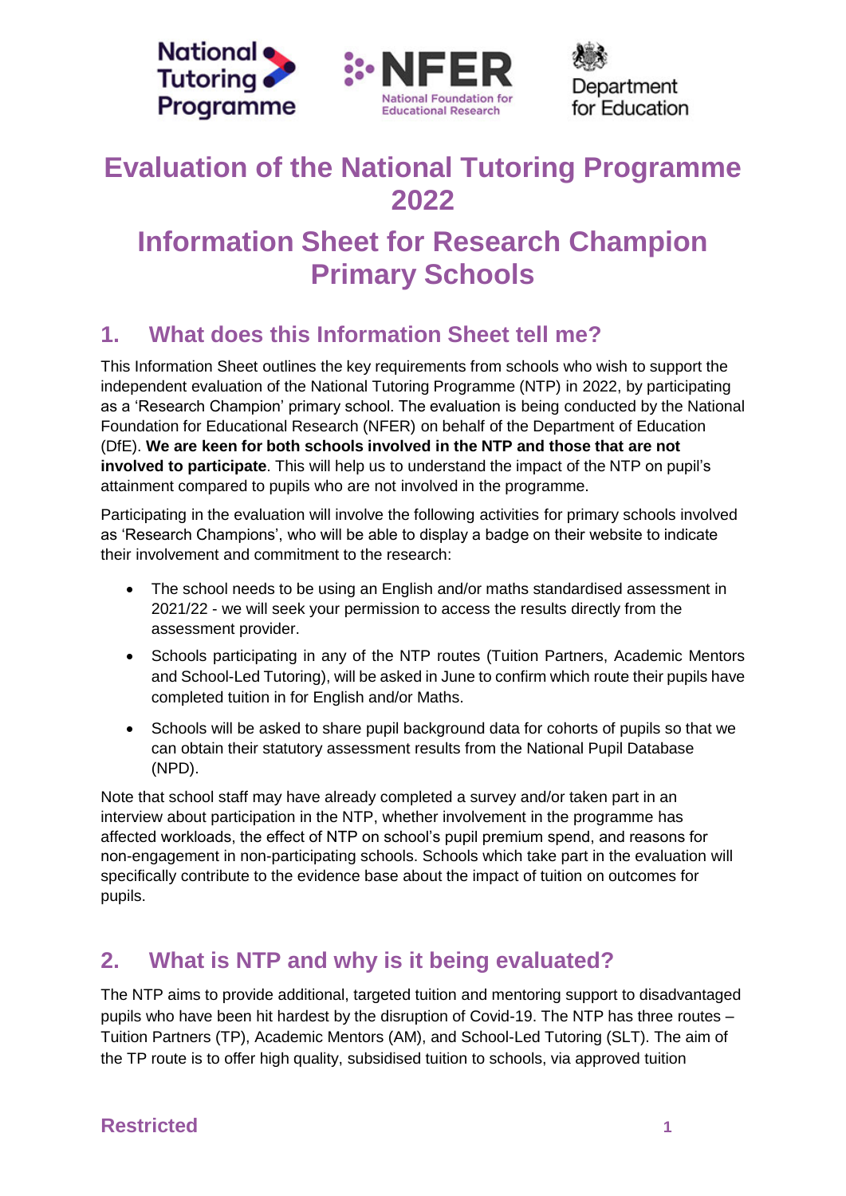# Evaluation of the National Tutoring Programme 2022

# Information Sheet for Research Champion Primary Schools

## 1. What does this Information Sheet tell me?

This Information Sheet outlines the key requirements from schools who wish to support the independent evaluation of the National Tutoring Programme (NTP) in 2022, by participating as a 'Research Champion' primary school. The evaluation is being conducted by the National Foundation for Educational Research (NFER) on behalf of the Department of Education (DfE). **We are keen for both schools involved in the NTP and those that are not involved to participate**. This will help us to understand the impact of the NTP on pupil's attainment compared to pupils who are not involved in the programme.

Participating in the evaluation will involve the following activities for primary schools involved as 'Research Champions', who will be able to display a badge on their website to indicate their involvement and commitment to the research:

- The school needs to be using an English and/or maths standardised assessment in 2021/22 - we will seek your permission to access the results directly from the assessment provider.
- Schools participating in any of the NTP routes (Tuition Partners, Academic Mentors and School-Led Tutoring), will be asked in June to confirm which route their pupils have completed tuition in for English and/or Maths.
- Schools will be asked to share pupil background data for cohorts of pupils so that we can obtain their statutory assessment results from the National Pupil Database (NPD).

Note that school staff may have already completed a survey and/or taken part in an interview about participation in the NTP, whether involvement in the programme has affected workloads, the effect of NTP on school's pupil premium spend, and reasons for non-engagement in non-participating schools. Schools which take part in the evaluation will specifically contribute to the evidence base about the impact of tuition on outcomes for pupils.

## 2. What is NTP and why is it being evaluated?

The NTP aims to provide additional, targeted tuition and mentoring support to disadvantaged pupils who have been hit hardest by the disruption of Covid-19. The NTP has three routes – Tuition Partners (TP), Academic Mentors (AM), and School-Led Tutoring (SLT). The aim of the TP route is to offer high quality, subsidised tuition to schools, via approved tuition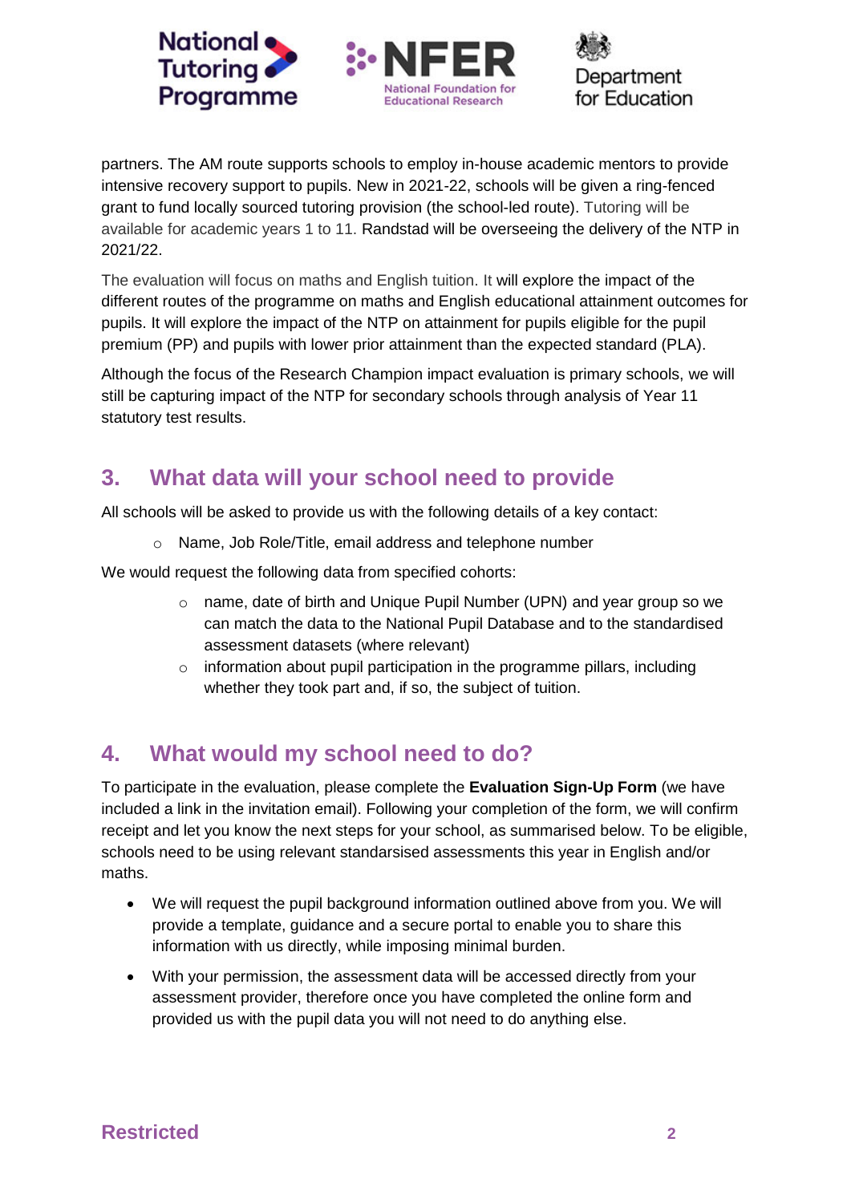partners. The AM route supports schools to employ in-house academic mentors to provide intensive recovery support to pupils. New in 2021-22, schools will be given a ring-fenced grant to fund locally sourced tutoring provision (the school-led route). Tutoring will be available for academic years 1 to 11. Randstad will be overseeing the delivery of the NTP in 2021/22.

The evaluation will focus on maths and English tuition. It will explore the impact of the different routes of the programme on maths and English educational attainment outcomes for pupils. It will explore the impact of the NTP on attainment for pupils eligible for the pupil premium (PP) and pupils with lower prior attainment than the expected standard (PLA).

Although the focus of the Research Champion impact evaluation is primary schools, we will still be capturing impact of the NTP for secondary schools through analysis of Year 11 statutory test results.

## 3. What data will your school need to provide

All schools will be asked to provide us with the following details of a key contact:

- Name, Job Role/Title, email address and telephone number

We would request the following data from specified cohorts:

- name, date of birth and Unique Pupil Number (UPN) and year group so we can match the data to the National Pupil Database and to the standardised assessment datasets (where relevant)
- information about pupil participation in the programme pillars, including whether they took part and, if so, the subject of tuition.

## 4. What would my school need to do?

To participate in the evaluation, please complete the **Evaluation Sign-Up Form** (we have included a link in the invitation email). Following your completion of the form, we will confirm receipt and let you know the next steps for your school, as summarised below. To be eligible, schools need to be using relevant standarsised assessments this year in English and/or maths.

- We will request the pupil background information outlined above from you. We will provide a template, guidance and a secure portal to enable you to share this information with us directly, while imposing minimal burden.
- With your permission, the assessment data will be accessed directly from your assessment provider, therefore once you have completed the online form and provided us with the pupil data you will not need to do anything else.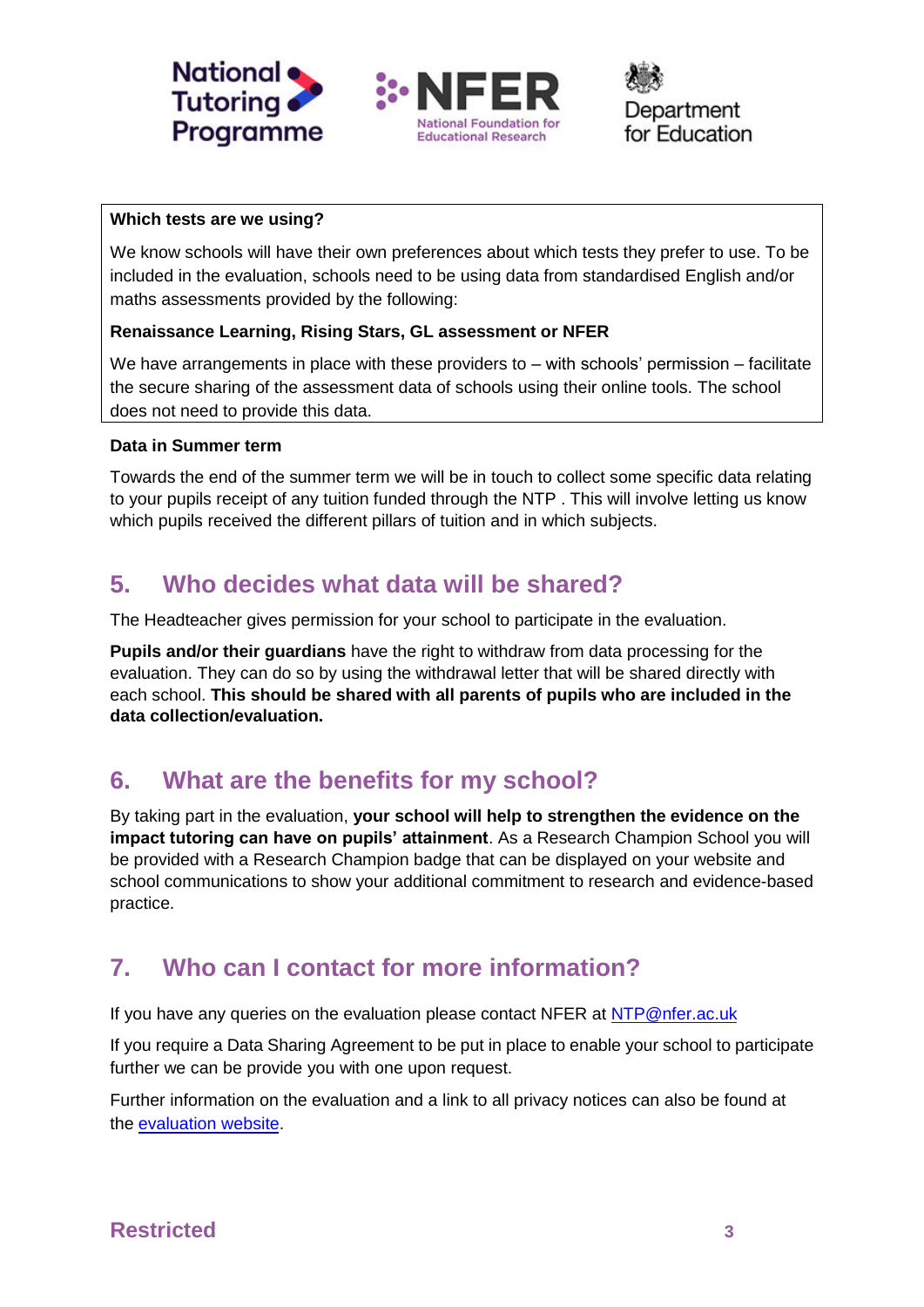**Which tests are we using?**

We know schools will have their own preferences about which tests they prefer to use. To be included in the evaluation, schools need to be using data from standardised English and/or maths assessments provided by the following:

**Renaissance Learning, Rising Stars, GL assessment or NFER**

We have arrangements in place with these providers to – with schools' permission – facilitate the secure sharing of the assessment data of schools using their online tools. The school does not need to provide this data.

**Data in Summer term**

Towards the end of the summer term we will be in touch to collect some specific data relating to your pupils receipt of any tuition funded through the NTP . This will involve letting us know which pupils received the different pillars of tuition and in which subjects.

## 5. Who decides what data will be shared?

The Headteacher gives permission for your school to participate in the evaluation.

**Pupils and/or their guardians** have the right to withdraw from data processing for the evaluation. They can do so by using the withdrawal letter that will be shared directly with each school. **This should be shared with all parents of pupils who are included in the data collection/evaluation.**

## 6. What are the benefits for my school?

By taking part in the evaluation, **your school will help to strengthen the evidence on the impact tutoring can have on pupils' attainment**. As a Research Champion School you will be provided with a Research Champion badge that can be displayed on your website and school communications to show your additional commitment to research and evidence-based practice.

## 7. Who can I contact for more information?

If you have any queries on the evaluation please contact NFER at NTP@nfer.ac.uk

If you require a Data Sharing Agreement to be put in place to enable your school to participate further we can be provide you with one upon request.

Further information on the evaluation and a link to all privacy notices can also be found at the evaluation website.